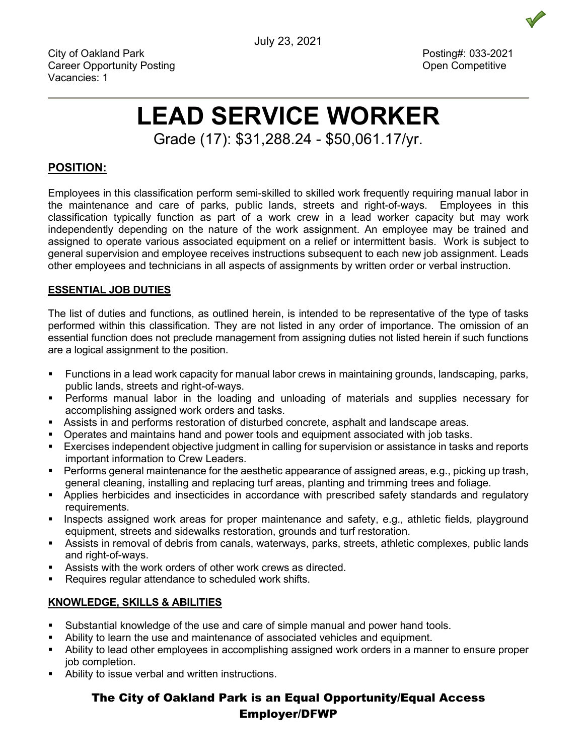July 23, 2021

City of Oakland Park
Career Opportunity Posting
Vacancies: 1

Posting#: 033-2021
Open Competitive

# LEAD SERVICE WORKER

Grade (17): $31,288.24 - $50,061.17/yr.

## POSITION:

Employees in this classification perform semi-skilled to skilled work frequently requiring manual labor in the maintenance and care of parks, public lands, streets and right-of-ways. Employees in this classification typically function as part of a work crew in a lead worker capacity but may work independently depending on the nature of the work assignment. An employee may be trained and assigned to operate various associated equipment on a relief or intermittent basis. Work is subject to general supervision and employee receives instructions subsequent to each new job assignment. Leads other employees and technicians in all aspects of assignments by written order or verbal instruction.

## ESSENTIAL JOB DUTIES

The list of duties and functions, as outlined herein, is intended to be representative of the type of tasks performed within this classification. They are not listed in any order of importance. The omission of an essential function does not preclude management from assigning duties not listed herein if such functions are a logical assignment to the position.

- Functions in a lead work capacity for manual labor crews in maintaining grounds, landscaping, parks, public lands, streets and right-of-ways.
- Performs manual labor in the loading and unloading of materials and supplies necessary for accomplishing assigned work orders and tasks.
- Assists in and performs restoration of disturbed concrete, asphalt and landscape areas.
- Operates and maintains hand and power tools and equipment associated with job tasks.
- Exercises independent objective judgment in calling for supervision or assistance in tasks and reports important information to Crew Leaders.
- Performs general maintenance for the aesthetic appearance of assigned areas, e.g., picking up trash, general cleaning, installing and replacing turf areas, planting and trimming trees and foliage.
- Applies herbicides and insecticides in accordance with prescribed safety standards and regulatory requirements.
- Inspects assigned work areas for proper maintenance and safety, e.g., athletic fields, playground equipment, streets and sidewalks restoration, grounds and turf restoration.
- Assists in removal of debris from canals, waterways, parks, streets, athletic complexes, public lands and right-of-ways.
- Assists with the work orders of other work crews as directed.
- Requires regular attendance to scheduled work shifts.

## KNOWLEDGE, SKILLS & ABILITIES

- Substantial knowledge of the use and care of simple manual and power hand tools.
- Ability to learn the use and maintenance of associated vehicles and equipment.
- Ability to lead other employees in accomplishing assigned work orders in a manner to ensure proper job completion.
- Ability to issue verbal and written instructions.

**The City of Oakland Park is an Equal Opportunity/Equal Access Employer/DFWP**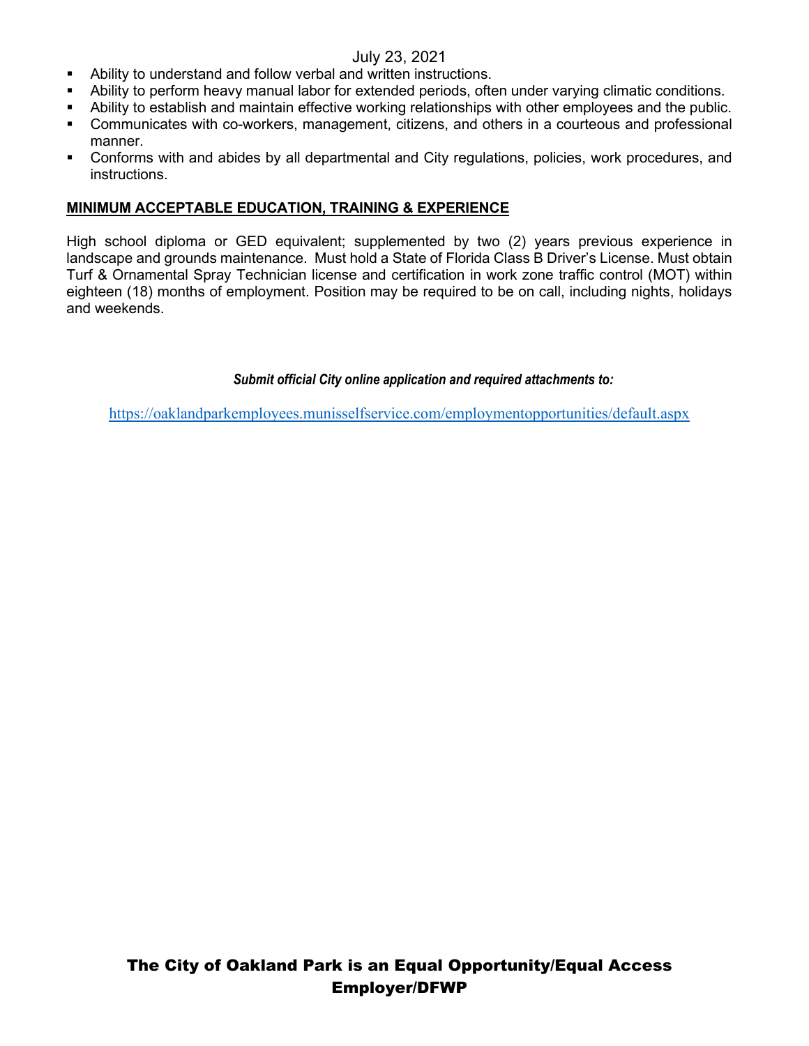- Ability to understand and follow verbal and written instructions.
- Ability to perform heavy manual labor for extended periods, often under varying climatic conditions.
- Ability to establish and maintain effective working relationships with other employees and the public.
- Communicates with co-workers, management, citizens, and others in a courteous and professional manner.
- Conforms with and abides by all departmental and City regulations, policies, work procedures, and instructions.

## MINIMUM ACCEPTABLE EDUCATION, TRAINING & EXPERIENCE

High school diploma or GED equivalent; supplemented by two (2) years previous experience in landscape and grounds maintenance. Must hold a State of Florida Class B Driver's License. Must obtain Turf & Ornamental Spray Technician license and certification in work zone traffic control (MOT) within eighteen (18) months of employment. Position may be required to be on call, including nights, holidays and weekends.

***Submit official City online application and required attachments to:***

https://oaklandparkemployees.munisselfservice.com/employmentopportunities/default.aspx

**The City of Oakland Park is an Equal Opportunity/Equal Access Employer/DFWP**